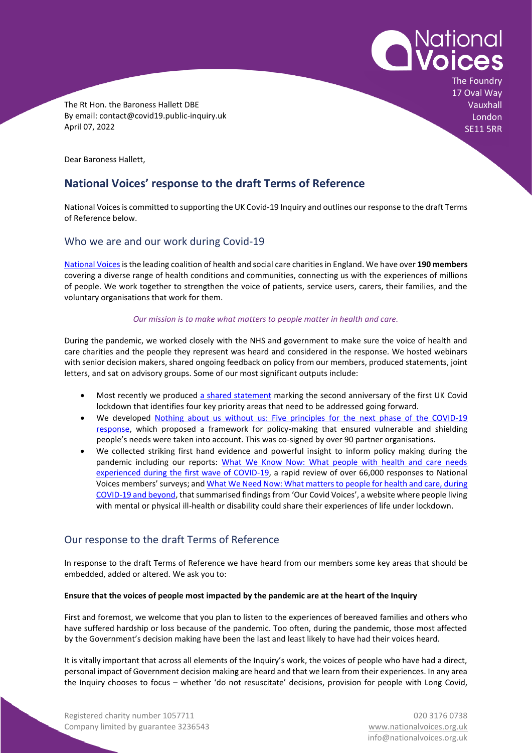National Voices

The Foundry
17 Oval Way
Vauxhall
London
SE11 5RR

The Rt Hon. the Baroness Hallett DBE
By email: contact@covid19.public-inquiry.uk
April 07, 2022

Dear Baroness Hallett,

# National Voices' response to the draft Terms of Reference

National Voices is committed to supporting the UK Covid-19 Inquiry and outlines our response to the draft Terms of Reference below.

## Who we are and our work during Covid-19

National Voices is the leading coalition of health and social care charities in England. We have over **190 members** covering a diverse range of health conditions and communities, connecting us with the experiences of millions of people. We work together to strengthen the voice of patients, service users, carers, their families, and the voluntary organisations that work for them.

*Our mission is to make what matters to people matter in health and care.*

During the pandemic, we worked closely with the NHS and government to make sure the voice of health and care charities and the people they represent was heard and considered in the response. We hosted webinars with senior decision makers, shared ongoing feedback on policy from our members, produced statements, joint letters, and sat on advisory groups. Some of our most significant outputs include:

- Most recently we produced a shared statement marking the second anniversary of the first UK Covid lockdown that identifies four key priority areas that need to be addressed going forward.
- We developed Nothing about us without us: Five principles for the next phase of the COVID-19 response, which proposed a framework for policy-making that ensured vulnerable and shielding people's needs were taken into account. This was co-signed by over 90 partner organisations.
- We collected striking first hand evidence and powerful insight to inform policy making during the pandemic including our reports: What We Know Now: What people with health and care needs experienced during the first wave of COVID-19, a rapid review of over 66,000 responses to National Voices members' surveys; and What We Need Now: What matters to people for health and care, during COVID-19 and beyond, that summarised findings from 'Our Covid Voices', a website where people living with mental or physical ill-health or disability could share their experiences of life under lockdown.

## Our response to the draft Terms of Reference

In response to the draft Terms of Reference we have heard from our members some key areas that should be embedded, added or altered. We ask you to:

**Ensure that the voices of people most impacted by the pandemic are at the heart of the Inquiry**

First and foremost, we welcome that you plan to listen to the experiences of bereaved families and others who have suffered hardship or loss because of the pandemic. Too often, during the pandemic, those most affected by the Government's decision making have been the last and least likely to have had their voices heard.

It is vitally important that across all elements of the Inquiry's work, the voices of people who have had a direct, personal impact of Government decision making are heard and that we learn from their experiences. In any area the Inquiry chooses to focus – whether 'do not resuscitate' decisions, provision for people with Long Covid,

Registered charity number 1057711
Company limited by guarantee 3236543

020 3176 0738
www.nationalvoices.org.uk
info@nationalvoices.org.uk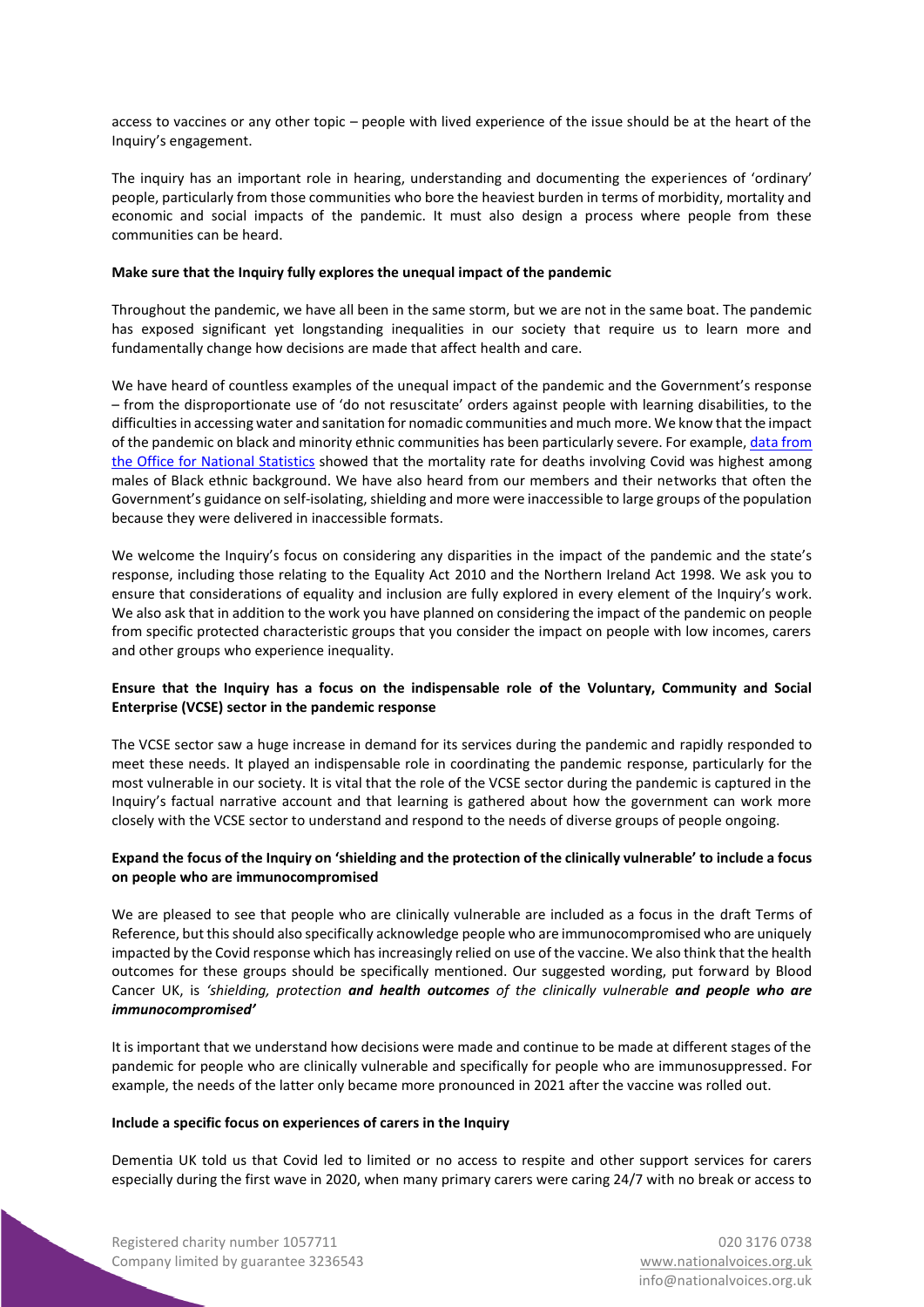access to vaccines or any other topic – people with lived experience of the issue should be at the heart of the Inquiry's engagement.

The inquiry has an important role in hearing, understanding and documenting the experiences of 'ordinary' people, particularly from those communities who bore the heaviest burden in terms of morbidity, mortality and economic and social impacts of the pandemic. It must also design a process where people from these communities can be heard.

**Make sure that the Inquiry fully explores the unequal impact of the pandemic**

Throughout the pandemic, we have all been in the same storm, but we are not in the same boat. The pandemic has exposed significant yet longstanding inequalities in our society that require us to learn more and fundamentally change how decisions are made that affect health and care.

We have heard of countless examples of the unequal impact of the pandemic and the Government's response – from the disproportionate use of 'do not resuscitate' orders against people with learning disabilities, to the difficulties in accessing water and sanitation for nomadic communities and much more. We know that the impact of the pandemic on black and minority ethnic communities has been particularly severe. For example, data from the Office for National Statistics showed that the mortality rate for deaths involving Covid was highest among males of Black ethnic background. We have also heard from our members and their networks that often the Government's guidance on self-isolating, shielding and more were inaccessible to large groups of the population because they were delivered in inaccessible formats.

We welcome the Inquiry's focus on considering any disparities in the impact of the pandemic and the state's response, including those relating to the Equality Act 2010 and the Northern Ireland Act 1998. We ask you to ensure that considerations of equality and inclusion are fully explored in every element of the Inquiry's work. We also ask that in addition to the work you have planned on considering the impact of the pandemic on people from specific protected characteristic groups that you consider the impact on people with low incomes, carers and other groups who experience inequality.

**Ensure that the Inquiry has a focus on the indispensable role of the Voluntary, Community and Social Enterprise (VCSE) sector in the pandemic response**

The VCSE sector saw a huge increase in demand for its services during the pandemic and rapidly responded to meet these needs. It played an indispensable role in coordinating the pandemic response, particularly for the most vulnerable in our society. It is vital that the role of the VCSE sector during the pandemic is captured in the Inquiry's factual narrative account and that learning is gathered about how the government can work more closely with the VCSE sector to understand and respond to the needs of diverse groups of people ongoing.

**Expand the focus of the Inquiry on 'shielding and the protection of the clinically vulnerable' to include a focus on people who are immunocompromised**

We are pleased to see that people who are clinically vulnerable are included as a focus in the draft Terms of Reference, but this should also specifically acknowledge people who are immunocompromised who are uniquely impacted by the Covid response which has increasingly relied on use of the vaccine. We also think that the health outcomes for these groups should be specifically mentioned. Our suggested wording, put forward by Blood Cancer UK, is *'shielding, protection **and health outcomes** of the clinically vulnerable **and people who are immunocompromised'***

It is important that we understand how decisions were made and continue to be made at different stages of the pandemic for people who are clinically vulnerable and specifically for people who are immunosuppressed. For example, the needs of the latter only became more pronounced in 2021 after the vaccine was rolled out.

**Include a specific focus on experiences of carers in the Inquiry**

Dementia UK told us that Covid led to limited or no access to respite and other support services for carers especially during the first wave in 2020, when many primary carers were caring 24/7 with no break or access to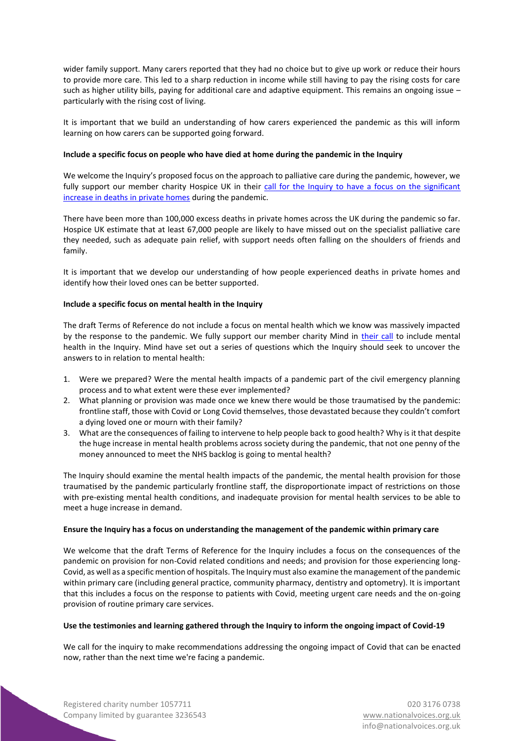wider family support. Many carers reported that they had no choice but to give up work or reduce their hours to provide more care. This led to a sharp reduction in income while still having to pay the rising costs for care such as higher utility bills, paying for additional care and adaptive equipment. This remains an ongoing issue – particularly with the rising cost of living.

It is important that we build an understanding of how carers experienced the pandemic as this will inform learning on how carers can be supported going forward.

**Include a specific focus on people who have died at home during the pandemic in the Inquiry**

We welcome the Inquiry's proposed focus on the approach to palliative care during the pandemic, however, we fully support our member charity Hospice UK in their call for the Inquiry to have a focus on the significant increase in deaths in private homes during the pandemic.

There have been more than 100,000 excess deaths in private homes across the UK during the pandemic so far. Hospice UK estimate that at least 67,000 people are likely to have missed out on the specialist palliative care they needed, such as adequate pain relief, with support needs often falling on the shoulders of friends and family.

It is important that we develop our understanding of how people experienced deaths in private homes and identify how their loved ones can be better supported.

**Include a specific focus on mental health in the Inquiry**

The draft Terms of Reference do not include a focus on mental health which we know was massively impacted by the response to the pandemic. We fully support our member charity Mind in their call to include mental health in the Inquiry. Mind have set out a series of questions which the Inquiry should seek to uncover the answers to in relation to mental health:

1. Were we prepared? Were the mental health impacts of a pandemic part of the civil emergency planning process and to what extent were these ever implemented?
2. What planning or provision was made once we knew there would be those traumatised by the pandemic: frontline staff, those with Covid or Long Covid themselves, those devastated because they couldn't comfort a dying loved one or mourn with their family?
3. What are the consequences of failing to intervene to help people back to good health? Why is it that despite the huge increase in mental health problems across society during the pandemic, that not one penny of the money announced to meet the NHS backlog is going to mental health?

The Inquiry should examine the mental health impacts of the pandemic, the mental health provision for those traumatised by the pandemic particularly frontline staff, the disproportionate impact of restrictions on those with pre-existing mental health conditions, and inadequate provision for mental health services to be able to meet a huge increase in demand.

**Ensure the Inquiry has a focus on understanding the management of the pandemic within primary care**

We welcome that the draft Terms of Reference for the Inquiry includes a focus on the consequences of the pandemic on provision for non-Covid related conditions and needs; and provision for those experiencing long-Covid, as well as a specific mention of hospitals. The Inquiry must also examine the management of the pandemic within primary care (including general practice, community pharmacy, dentistry and optometry). It is important that this includes a focus on the response to patients with Covid, meeting urgent care needs and the on-going provision of routine primary care services.

**Use the testimonies and learning gathered through the Inquiry to inform the ongoing impact of Covid-19**

We call for the inquiry to make recommendations addressing the ongoing impact of Covid that can be enacted now, rather than the next time we're facing a pandemic.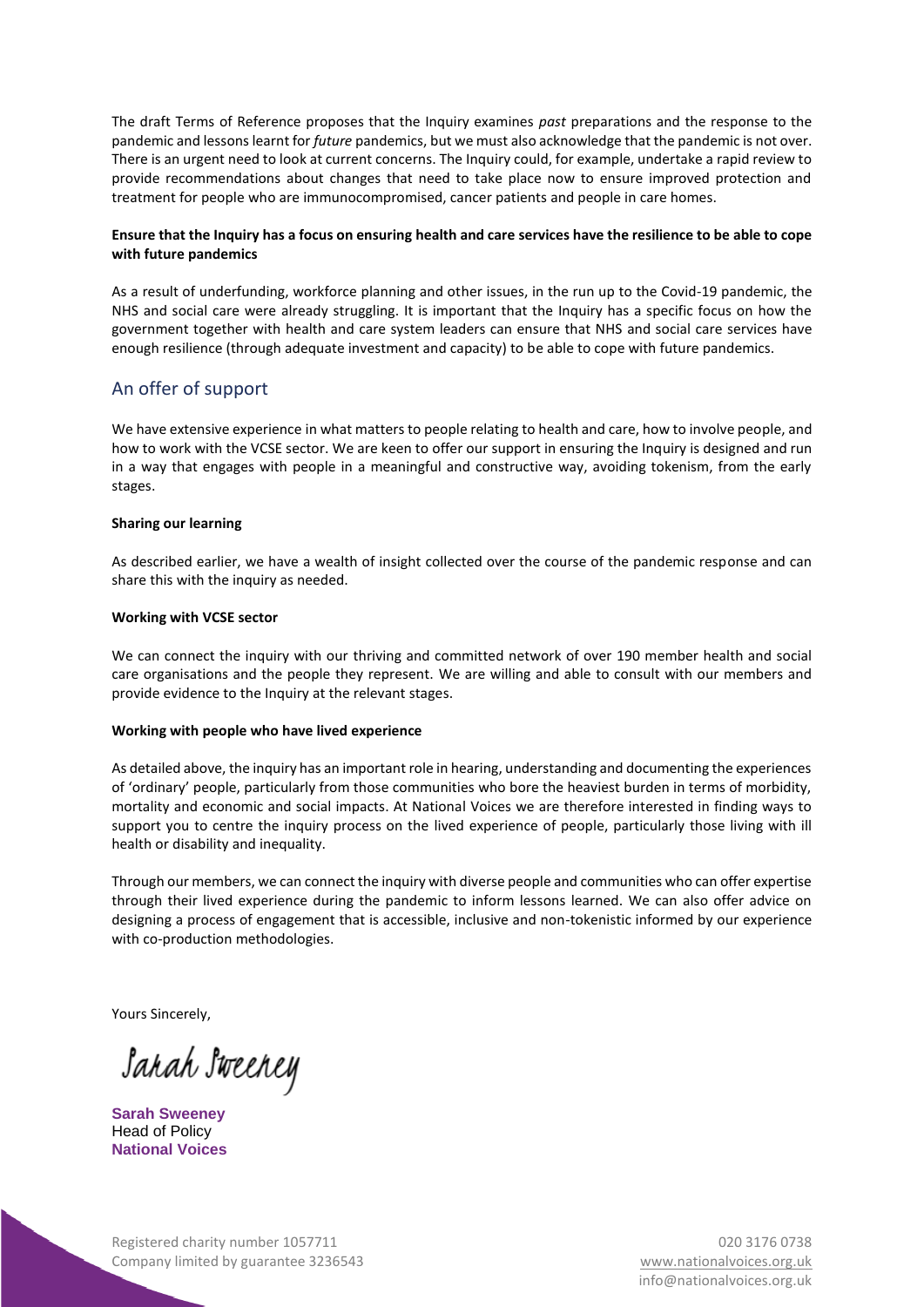The draft Terms of Reference proposes that the Inquiry examines *past* preparations and the response to the pandemic and lessons learnt for *future* pandemics, but we must also acknowledge that the pandemic is not over. There is an urgent need to look at current concerns. The Inquiry could, for example, undertake a rapid review to provide recommendations about changes that need to take place now to ensure improved protection and treatment for people who are immunocompromised, cancer patients and people in care homes.

**Ensure that the Inquiry has a focus on ensuring health and care services have the resilience to be able to cope with future pandemics**

As a result of underfunding, workforce planning and other issues, in the run up to the Covid-19 pandemic, the NHS and social care were already struggling. It is important that the Inquiry has a specific focus on how the government together with health and care system leaders can ensure that NHS and social care services have enough resilience (through adequate investment and capacity) to be able to cope with future pandemics.

## An offer of support

We have extensive experience in what matters to people relating to health and care, how to involve people, and how to work with the VCSE sector. We are keen to offer our support in ensuring the Inquiry is designed and run in a way that engages with people in a meaningful and constructive way, avoiding tokenism, from the early stages.

**Sharing our learning**

As described earlier, we have a wealth of insight collected over the course of the pandemic response and can share this with the inquiry as needed.

**Working with VCSE sector**

We can connect the inquiry with our thriving and committed network of over 190 member health and social care organisations and the people they represent. We are willing and able to consult with our members and provide evidence to the Inquiry at the relevant stages.

**Working with people who have lived experience**

As detailed above, the inquiry has an important role in hearing, understanding and documenting the experiences of 'ordinary' people, particularly from those communities who bore the heaviest burden in terms of morbidity, mortality and economic and social impacts. At National Voices we are therefore interested in finding ways to support you to centre the inquiry process on the lived experience of people, particularly those living with ill health or disability and inequality.

Through our members, we can connect the inquiry with diverse people and communities who can offer expertise through their lived experience during the pandemic to inform lessons learned. We can also offer advice on designing a process of engagement that is accessible, inclusive and non-tokenistic informed by our experience with co-production methodologies.

Yours Sincerely,

Sarah Sweeney

**Sarah Sweeney**
Head of Policy
**National Voices**

Registered charity number 1057711
Company limited by guarantee 3236543

020 3176 0738
www.nationalvoices.org.uk
info@nationalvoices.org.uk